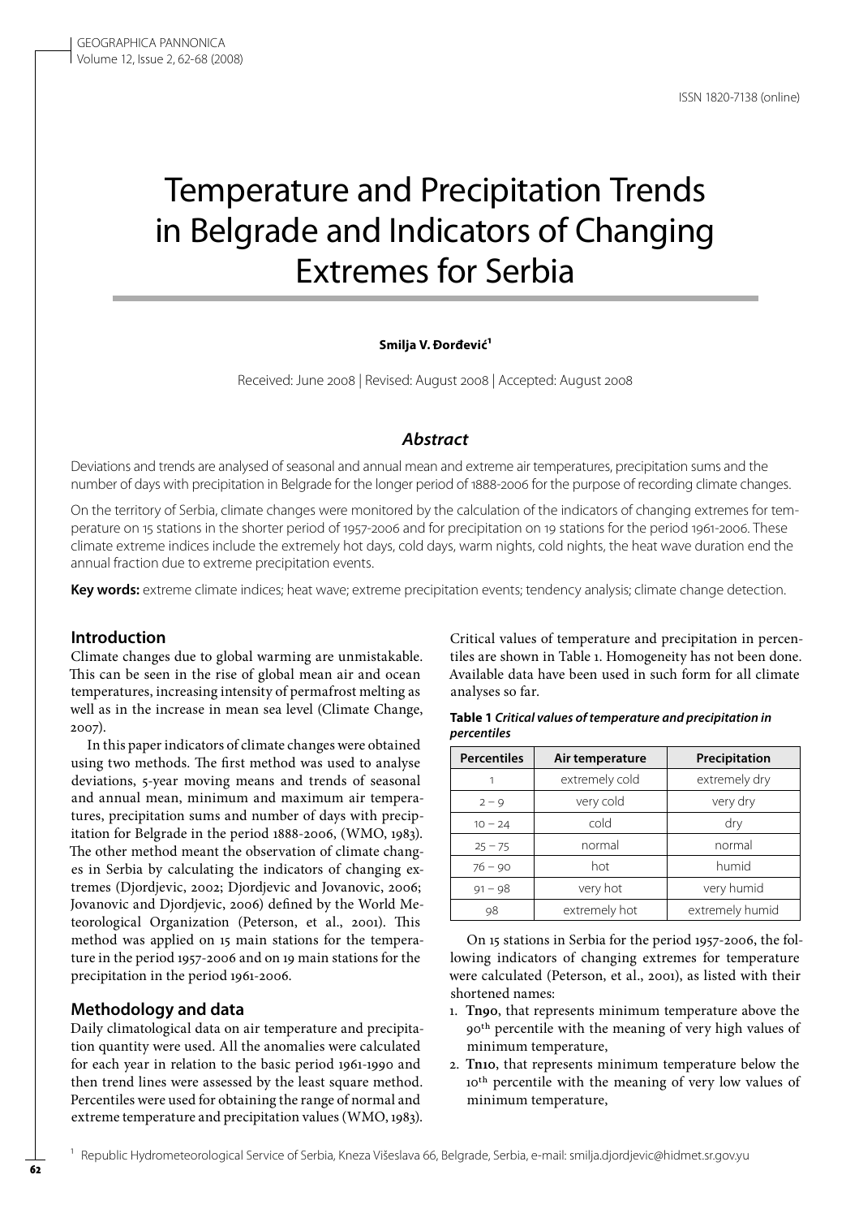# Temperature and Precipitation Trends in Belgrade and Indicators of Changing Extremes for Serbia

**Smilja V. Đorđević**[1]

Received: June 2008 | Revised: August 2008 | Accepted: August 2008

## *Abstract*

Deviations and trends are analysed of seasonal and annual mean and extreme air temperatures, precipitation sums and the number of days with precipitation in Belgrade for the longer period of 1888-2006 for the purpose of recording climate changes.

On the territory of Serbia, climate changes were monitored by the calculation of the indicators of changing extremes for temperature on 15 stations in the shorter period of 1957-2006 and for precipitation on 19 stations for the period 1961-2006. These climate extreme indices include the extremely hot days, cold days, warm nights, cold nights, the heat wave duration end the annual fraction due to extreme precipitation events.

**Key words:** extreme climate indices; heat wave; extreme precipitation events; tendency analysis; climate change detection.

## Introduction

Climate changes due to global warming are unmistakable. This can be seen in the rise of global mean air and ocean temperatures, increasing intensity of permafrost melting as well as in the increase in mean sea level (Climate Change, 2007).

In this paper indicators of climate changes were obtained using two methods. The first method was used to analyse deviations, 5-year moving means and trends of seasonal and annual mean, minimum and maximum air temperatures, precipitation sums and number of days with precipitation for Belgrade in the period 1888-2006, (WMO, 1983). The other method meant the observation of climate changes in Serbia by calculating the indicators of changing extremes (Djordjevic, 2002; Djordjevic and Jovanovic, 2006; Jovanovic and Djordjevic, 2006) defined by the World Meteorological Organization (Peterson, et al., 2001). This method was applied on 15 main stations for the temperature in the period 1957-2006 and on 19 main stations for the precipitation in the period 1961-2006.

## Methodology and data

Daily climatological data on air temperature and precipitation quantity were used. All the anomalies were calculated for each year in relation to the basic period 1961-1990 and then trend lines were assessed by the least square method. Percentiles were used for obtaining the range of normal and extreme temperature and precipitation values (WMO, 1983). Critical values of temperature and precipitation in percentiles are shown in Table 1. Homogeneity has not been done. Available data have been used in such form for all climate analyses so far.

**Table 1** *Critical values of temperature and precipitation in percentiles*

| Percentiles | Air temperature | Precipitation |
|---|---|---|
| 1 | extremely cold | extremely dry |
| 2 – 9 | very cold | very dry |
| 10 – 24 | cold | dry |
| 25 – 75 | normal | normal |
| 76 – 90 | hot | humid |
| 91 – 98 | very hot | very humid |
| 98 | extremely hot | extremely humid |

On 15 stations in Serbia for the period 1957-2006, the following indicators of changing extremes for temperature were calculated (Peterson, et al., 2001), as listed with their shortened names:

1. **Tn90**, that represents minimum temperature above the 90[th] percentile with the meaning of very high values of minimum temperature,
2. **Tn10**, that represents minimum temperature below the 10[th] percentile with the meaning of very low values of minimum temperature,

[1] Republic Hydrometeorological Service of Serbia, Kneza Višeslava 66, Belgrade, Serbia, e-mail: smilja.djordjevic@hidmet.sr.gov.yu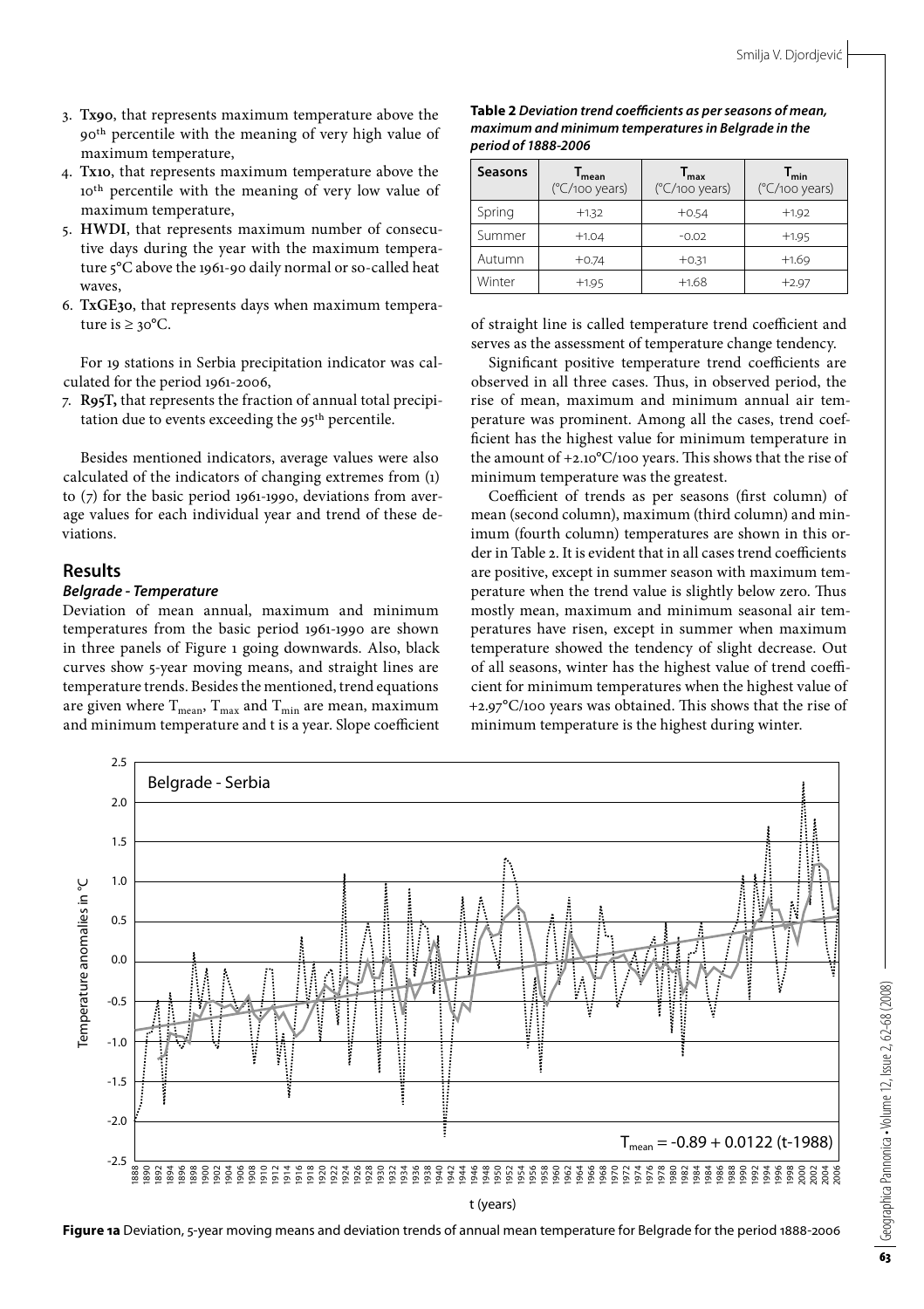3. **Tx90**, that represents maximum temperature above the 90[th] percentile with the meaning of very high value of maximum temperature,
4. **Tx10**, that represents maximum temperature above the 10[th] percentile with the meaning of very low value of maximum temperature,
5. **HWDI**, that represents maximum number of consecutive days during the year with the maximum temperature 5°C above the 1961-90 daily normal or so-called heat waves,
6. **TxGE30**, that represents days when maximum temperature is ≥ 30°C.

For 19 stations in Serbia precipitation indicator was calculated for the period 1961-2006,

7. **R95T,** that represents the fraction of annual total precipitation due to events exceeding the 95[th] percentile.

Besides mentioned indicators, average values were also calculated of the indicators of changing extremes from (1) to (7) for the basic period 1961-1990, deviations from average values for each individual year and trend of these deviations.

## Results

### *Belgrade - Temperature*

Deviation of mean annual, maximum and minimum temperatures from the basic period 1961-1990 are shown in three panels of Figure 1 going downwards. Also, black curves show 5-year moving means, and straight lines are temperature trends. Besides the mentioned, trend equations are given where $T_{mean}$, $T_{max}$ and $T_{min}$ are mean, maximum and minimum temperature and t is a year. Slope coefficient of straight line is called temperature trend coefficient and serves as the assessment of temperature change tendency.

Significant positive temperature trend coefficients are observed in all three cases. Thus, in observed period, the rise of mean, maximum and minimum annual air temperature was prominent. Among all the cases, trend coefficient has the highest value for minimum temperature in the amount of +2.10°C/100 years. This shows that the rise of minimum temperature was the greatest.

Coefficient of trends as per seasons (first column) of mean (second column), maximum (third column) and minimum (fourth column) temperatures are shown in this order in Table 2. It is evident that in all cases trend coefficients are positive, except in summer season with maximum temperature when the trend value is slightly below zero. Thus mostly mean, maximum and minimum seasonal air temperatures have risen, except in summer when maximum temperature showed the tendency of slight decrease. Out of all seasons, winter has the highest value of trend coefficient for minimum temperatures when the highest value of +2.97°C/100 years was obtained. This shows that the rise of minimum temperature is the highest during winter.

**Table 2** ***Deviation trend coefficients as per seasons of mean, maximum and minimum temperatures in Belgrade in the period of 1888-2006***

| Seasons | $T_{mean}$ (°C/100 years) | $T_{max}$ (°C/100 years) | $T_{min}$ (°C/100 years) |
|---|---|---|---|
| Spring | +1.32 | +0.54 | +1.92 |
| Summer | +1.04 | -0.02 | +1.95 |
| Autumn | +0.74 | +0.31 | +1.69 |
| Winter | +1.95 | +1.68 | +2.97 |

$$T_{mean} = -0.89 + 0.0122\,(t-1988)$$

**Figure 1a** Deviation, 5-year moving means and deviation trends of annual mean temperature for Belgrade for the period 1888-2006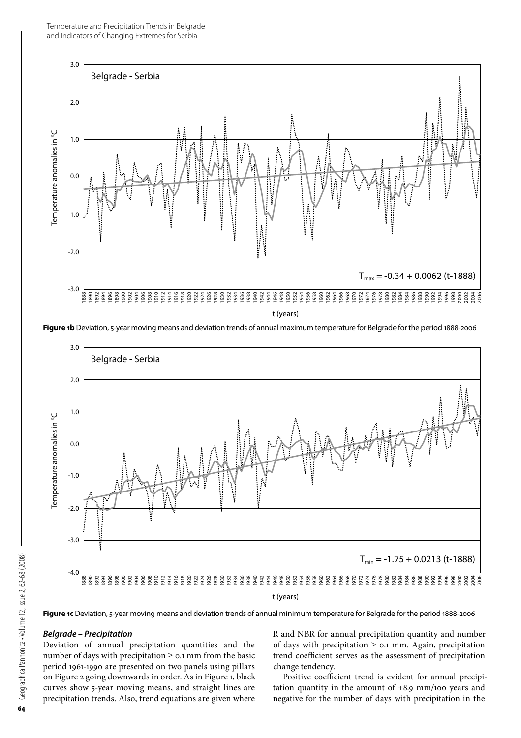**Figure 1b** Deviation, 5-year moving means and deviation trends of annual maximum temperature for Belgrade for the period 1888-2006

**Figure 1c** Deviation, 5-year moving means and deviation trends of annual minimum temperature for Belgrade for the period 1888-2006

### *Belgrade – Precipitation*

Deviation of annual precipitation quantities and the number of days with precipitation ≥ 0.1 mm from the basic period 1961-1990 are presented on two panels using pillars on Figure 2 going downwards in order. As in Figure 1, black curves show 5-year moving means, and straight lines are precipitation trends. Also, trend equations are given where R and NBR for annual precipitation quantity and number of days with precipitation ≥ 0.1 mm. Again, precipitation trend coefficient serves as the assessment of precipitation change tendency.

Positive coefficient trend is evident for annual precipitation quantity in the amount of +8.9 mm/100 years and negative for the number of days with precipitation in the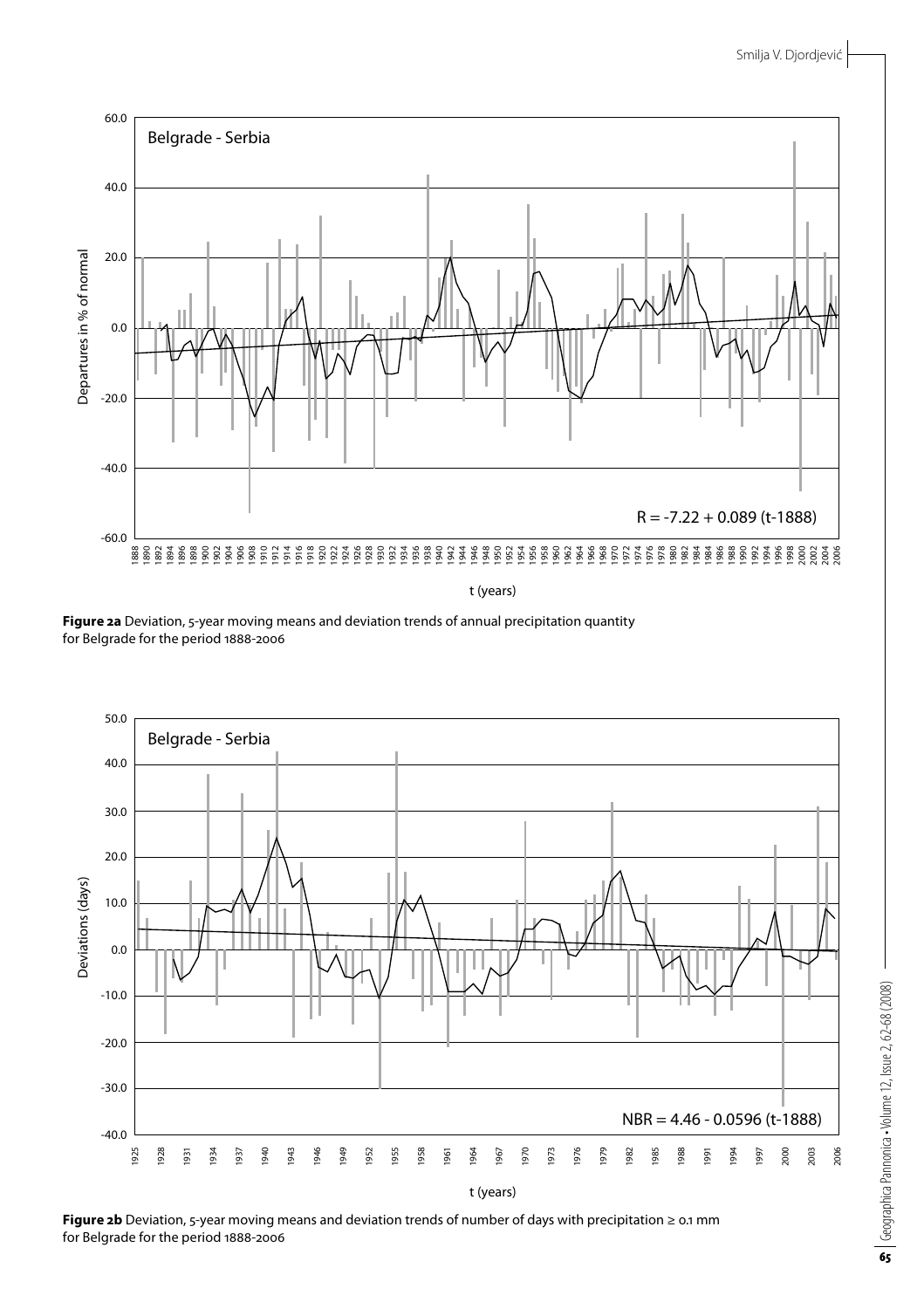**Figure 2a** Deviation, 5-year moving means and deviation trends of annual precipitation quantity for Belgrade for the period 1888-2006

**Figure 2b** Deviation, 5-year moving means and deviation trends of number of days with precipitation ≥ 0.1 mm for Belgrade for the period 1888-2006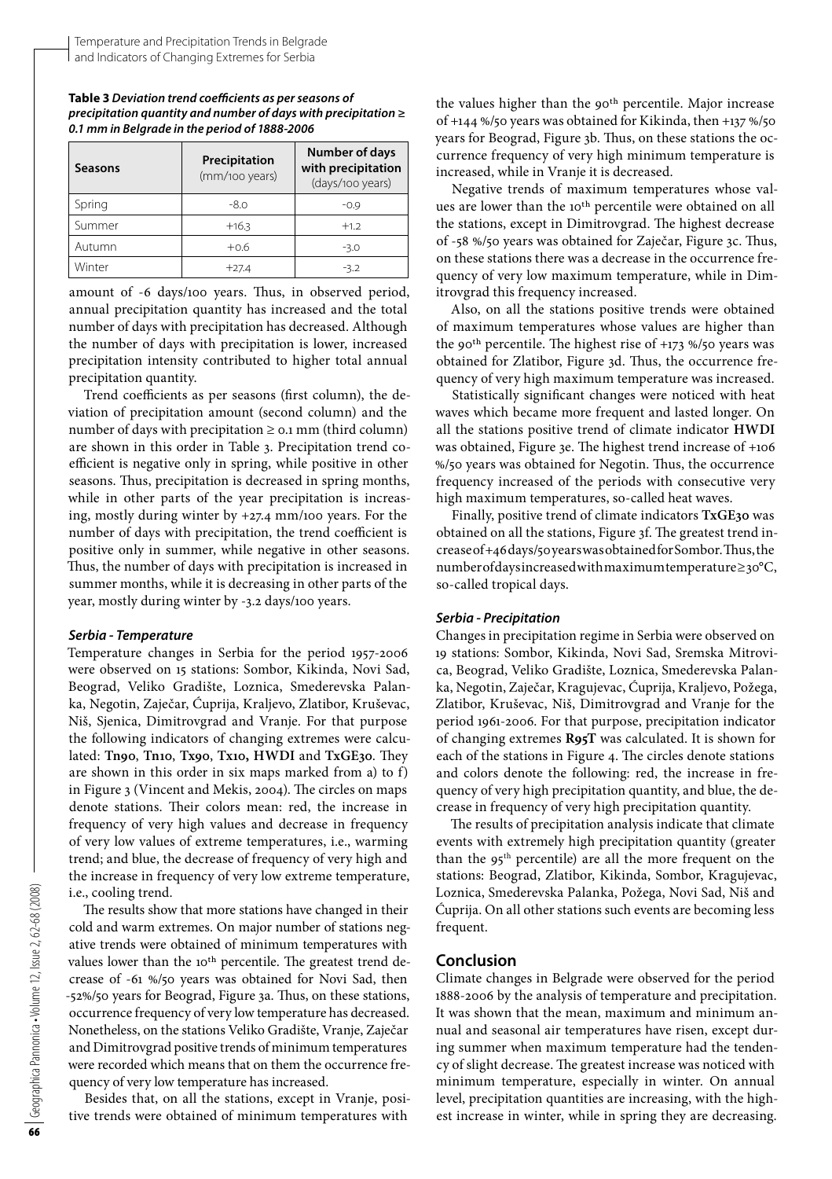**Table 3** ***Deviation trend coefficients as per seasons of precipitation quantity and number of days with precipitation ≥ 0.1 mm in Belgrade in the period of 1888-2006***

| Seasons | Precipitation (mm/100 years) | Number of days with precipitation (days/100 years) |
|---|---|---|
| Spring | -8.0 | -0.9 |
| Summer | +16.3 | +1.2 |
| Autumn | +0.6 | -3.0 |
| Winter | +27.4 | -3.2 |

amount of -6 days/100 years. Thus, in observed period, annual precipitation quantity has increased and the total number of days with precipitation has decreased. Although the number of days with precipitation is lower, increased precipitation intensity contributed to higher total annual precipitation quantity.

Trend coefficients as per seasons (first column), the deviation of precipitation amount (second column) and the number of days with precipitation ≥ 0.1 mm (third column) are shown in this order in Table 3. Precipitation trend coefficient is negative only in spring, while positive in other seasons. Thus, precipitation is decreased in spring months, while in other parts of the year precipitation is increasing, mostly during winter by +27.4 mm/100 years. For the number of days with precipitation, the trend coefficient is positive only in summer, while negative in other seasons. Thus, the number of days with precipitation is increased in summer months, while it is decreasing in other parts of the year, mostly during winter by -3.2 days/100 years.

### *Serbia - Temperature*

Temperature changes in Serbia for the period 1957-2006 were observed on 15 stations: Sombor, Kikinda, Novi Sad, Beograd, Veliko Gradište, Loznica, Smederevska Palanka, Negotin, Zaječar, Ćuprija, Kraljevo, Zlatibor, Kruševac, Niš, Sjenica, Dimitrovgrad and Vranje. For that purpose the following indicators of changing extremes were calculated: **Tn90**, **Tn10**, **Tx90**, **Tx10, HWDI** and **TxGE30**. They are shown in this order in six maps marked from a) to f) in Figure 3 (Vincent and Mekis, 2004). The circles on maps denote stations. Their colors mean: red, the increase in frequency of very high values and decrease in frequency of very low values of extreme temperatures, i.e., warming trend; and blue, the decrease of frequency of very high and the increase in frequency of very low extreme temperature, i.e., cooling trend.

The results show that more stations have changed in their cold and warm extremes. On major number of stations negative trends were obtained of minimum temperatures with values lower than the 10th percentile. The greatest trend decrease of -61 %/50 years was obtained for Novi Sad, then -52%/50 years for Beograd, Figure 3a. Thus, on these stations, occurrence frequency of very low temperature has decreased. Nonetheless, on the stations Veliko Gradište, Vranje, Zaječar and Dimitrovgrad positive trends of minimum temperatures were recorded which means that on them the occurrence frequency of very low temperature has increased.

Besides that, on all the stations, except in Vranje, positive trends were obtained of minimum temperatures with the values higher than the 90th percentile. Major increase of +144 %/50 years was obtained for Kikinda, then +137 %/50 years for Beograd, Figure 3b. Thus, on these stations the occurrence frequency of very high minimum temperature is increased, while in Vranje it is decreased.

Negative trends of maximum temperatures whose values are lower than the 10th percentile were obtained on all the stations, except in Dimitrovgrad. The highest decrease of -58 %/50 years was obtained for Zaječar, Figure 3c. Thus, on these stations there was a decrease in the occurrence frequency of very low maximum temperature, while in Dimitrovgrad this frequency increased.

Also, on all the stations positive trends were obtained of maximum temperatures whose values are higher than the 90th percentile. The highest rise of +173 %/50 years was obtained for Zlatibor, Figure 3d. Thus, the occurrence frequency of very high maximum temperature was increased.

Statistically significant changes were noticed with heat waves which became more frequent and lasted longer. On all the stations positive trend of climate indicator **HWDI** was obtained, Figure 3e. The highest trend increase of +106 %/50 years was obtained for Negotin. Thus, the occurrence frequency increased of the periods with consecutive very high maximum temperatures, so-called heat waves.

Finally, positive trend of climate indicators **TxGE30** was obtained on all the stations, Figure 3f. The greatest trend increase of +46 days/50 years was obtained for Sombor. Thus, the number of days increased with maximum temperature ≥ 30°C, so-called tropical days.

### *Serbia - Precipitation*

Changes in precipitation regime in Serbia were observed on 19 stations: Sombor, Kikinda, Novi Sad, Sremska Mitrovica, Beograd, Veliko Gradište, Loznica, Smederevska Palanka, Negotin, Zaječar, Kragujevac, Ćuprija, Kraljevo, Požega, Zlatibor, Kruševac, Niš, Dimitrovgrad and Vranje for the period 1961-2006. For that purpose, precipitation indicator of changing extremes **R95T** was calculated. It is shown for each of the stations in Figure 4. The circles denote stations and colors denote the following: red, the increase in frequency of very high precipitation quantity, and blue, the decrease in frequency of very high precipitation quantity.

The results of precipitation analysis indicate that climate events with extremely high precipitation quantity (greater than the 95th percentile) are all the more frequent on the stations: Beograd, Zlatibor, Kikinda, Sombor, Kragujevac, Loznica, Smederevska Palanka, Požega, Novi Sad, Niš and Ćuprija. On all other stations such events are becoming less frequent.

## Conclusion

Climate changes in Belgrade were observed for the period 1888-2006 by the analysis of temperature and precipitation. It was shown that the mean, maximum and minimum annual and seasonal air temperatures have risen, except during summer when maximum temperature had the tendency of slight decrease. The greatest increase was noticed with minimum temperature, especially in winter. On annual level, precipitation quantities are increasing, with the highest increase in winter, while in spring they are decreasing.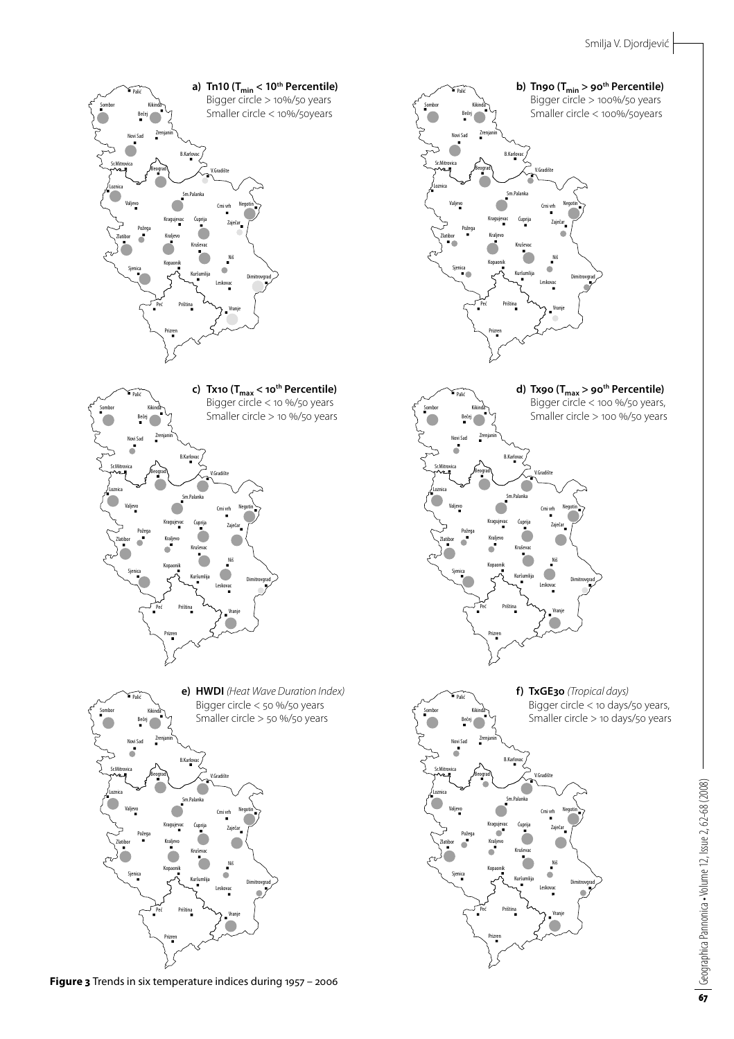**a) Tn10 ($T_{min}$ < 10th Percentile)**
Bigger circle > 10%/50 years
Smaller circle < 10%/50years

**b) Tn90 ($T_{min}$ > 90th Percentile)**
Bigger circle > 100%/50 years
Smaller circle < 100%/50years

**c) Tx10 ($T_{max}$ < 10th Percentile)**
Bigger circle < 10 %/50 years
Smaller circle > 10 %/50 years

**d) Tx90 ($T_{max}$ > 90th Percentile)**
Bigger circle < 100 %/50 years,
Smaller circle > 100 %/50 years

**e) HWDI** *(Heat Wave Duration Index)*
Bigger circle < 50 %/50 years
Smaller circle > 50 %/50 years

**f) TxGE30** *(Tropical days)*
Bigger circle < 10 days/50 years,
Smaller circle > 10 days/50 years

**Figure 3** Trends in six temperature indices during 1957 – 2006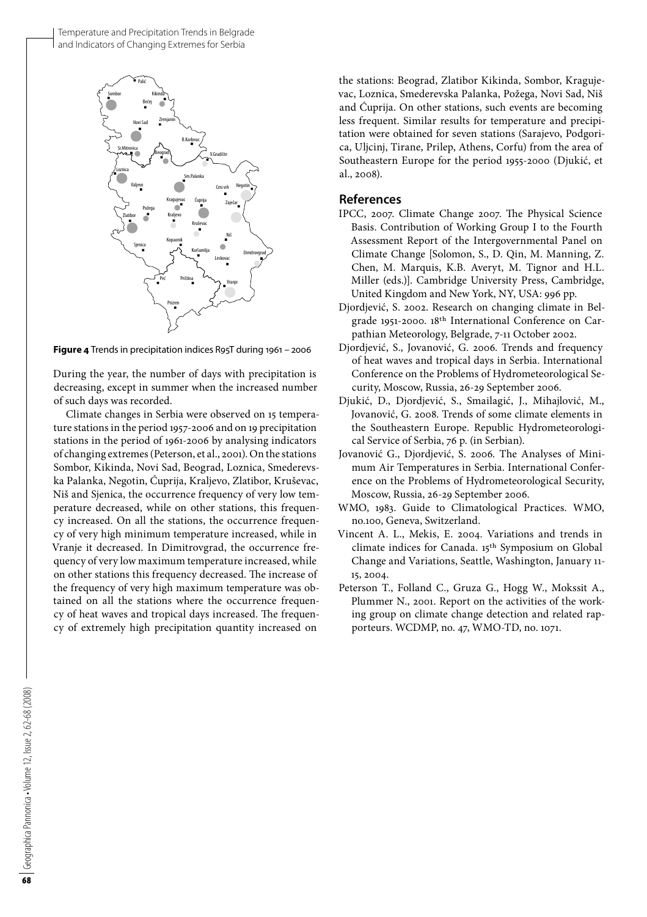Palić

Sombor

Kikinda

Bečej

Novi Sad

Zrenjanin

B.Karlovac

Sr.Mitrovica

Beograd

V.Gradište

Loznica

Sm.Palanka

Valjevo

Crni vrh

Negotin

Kragujevac

Ćuprija

Zaječar

Požega

Zlatibor

Kraljevo

Kruševac

Niš

Kopaonik

Sjenica

Kuršumlija

Leskovac

Dimitrovgrad

Peć

Priština

Vranje

Prizren

**Figure 4** Trends in precipitation indices R95T during 1961 – 2006

During the year, the number of days with precipitation is decreasing, except in summer when the increased number of such days was recorded.

Climate changes in Serbia were observed on 15 temperature stations in the period 1957-2006 and on 19 precipitation stations in the period of 1961-2006 by analysing indicators of changing extremes (Peterson, et al., 2001). On the stations Sombor, Kikinda, Novi Sad, Beograd, Loznica, Smederevska Palanka, Negotin, Ćuprija, Kraljevo, Zlatibor, Kruševac, Niš and Sjenica, the occurrence frequency of very low temperature decreased, while on other stations, this frequency increased. On all the stations, the occurrence frequency of very high minimum temperature increased, while in Vranje it decreased. In Dimitrovgrad, the occurrence frequency of very low maximum temperature increased, while on other stations this frequency decreased. The increase of the frequency of very high maximum temperature was obtained on all the stations where the occurrence frequency of heat waves and tropical days increased. The frequency of extremely high precipitation quantity increased on the stations: Beograd, Zlatibor Kikinda, Sombor, Kragujevac, Loznica, Smederevska Palanka, Požega, Novi Sad, Niš and Ćuprija. On other stations, such events are becoming less frequent. Similar results for temperature and precipitation were obtained for seven stations (Sarajevo, Podgorica, Uljcinj, Tirane, Prilep, Athens, Corfu) from the area of Southeastern Europe for the period 1955-2000 (Djukić, et al., 2008).

## References

IPCC, 2007. Climate Change 2007. The Physical Science Basis. Contribution of Working Group I to the Fourth Assessment Report of the Intergovernmental Panel on Climate Change [Solomon, S., D. Qin, M. Manning, Z. Chen, M. Marquis, K.B. Averyt, M. Tignor and H.L. Miller (eds.)]. Cambridge University Press, Cambridge, United Kingdom and New York, NY, USA: 996 pp.

Djordjević, S. 2002. Research on changing climate in Belgrade 1951-2000. 18th International Conference on Carpathian Meteorology, Belgrade, 7-11 October 2002.

Djordjević, S., Jovanović, G. 2006. Trends and frequency of heat waves and tropical days in Serbia. International Conference on the Problems of Hydrometeorological Security, Moscow, Russia, 26-29 September 2006.

Djukić, D., Djordjević, S., Smailagić, J., Mihajlović, M., Jovanović, G. 2008. Trends of some climate elements in the Southeastern Europe. Republic Hydrometeorological Service of Serbia, 76 p. (in Serbian).

Jovanović G., Djordjević, S. 2006. The Analyses of Minimum Air Temperatures in Serbia. International Conference on the Problems of Hydrometeorological Security, Moscow, Russia, 26-29 September 2006.

WMO, 1983. Guide to Climatological Practices. WMO, no.100, Geneva, Switzerland.

Vincent A. L., Mekis, E. 2004. Variations and trends in climate indices for Canada. 15th Symposium on Global Change and Variations, Seattle, Washington, January 11-15, 2004.

Peterson T., Folland C., Gruza G., Hogg W., Mokssit A., Plummer N., 2001. Report on the activities of the working group on climate change detection and related rapporteurs. WCDMP, no. 47, WMO-TD, no. 1071.